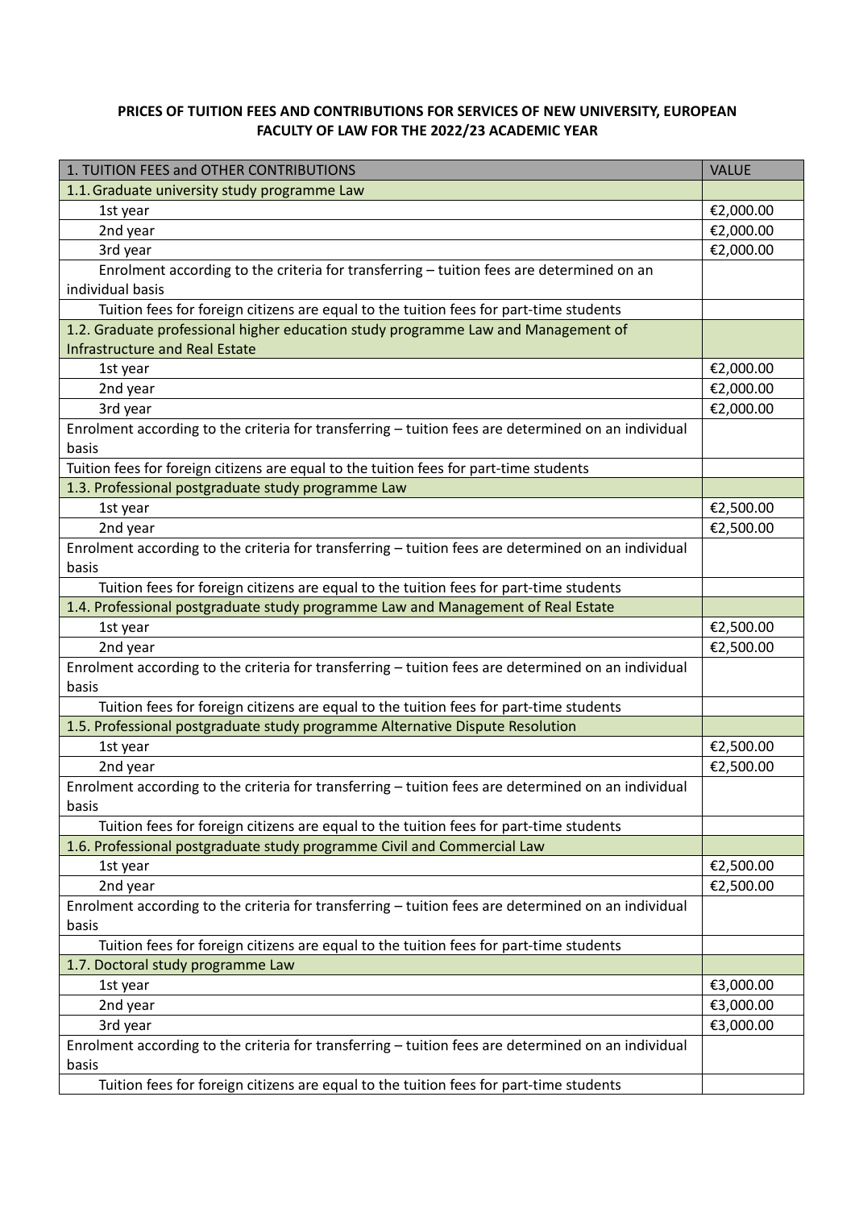**PRICES OF TUITION FEES AND CONTRIBUTIONS FOR SERVICES OF NEW UNIVERSITY, EUROPEAN FACULTY OF LAW FOR THE 2022/23 ACADEMIC YEAR**

| 1. TUITION FEES and OTHER CONTRIBUTIONS | VALUE |
|---|---|
| 1.1. Graduate university study programme Law | |
| 1st year | €2,000.00 |
| 2nd year | €2,000.00 |
| 3rd year | €2,000.00 |
| Enrolment according to the criteria for transferring – tuition fees are determined on an individual basis | |
| Tuition fees for foreign citizens are equal to the tuition fees for part-time students | |
| 1.2. Graduate professional higher education study programme Law and Management of Infrastructure and Real Estate | |
| 1st year | €2,000.00 |
| 2nd year | €2,000.00 |
| 3rd year | €2,000.00 |
| Enrolment according to the criteria for transferring – tuition fees are determined on an individual basis | |
| Tuition fees for foreign citizens are equal to the tuition fees for part-time students | |
| 1.3. Professional postgraduate study programme Law | |
| 1st year | €2,500.00 |
| 2nd year | €2,500.00 |
| Enrolment according to the criteria for transferring – tuition fees are determined on an individual basis | |
| Tuition fees for foreign citizens are equal to the tuition fees for part-time students | |
| 1.4. Professional postgraduate study programme Law and Management of Real Estate | |
| 1st year | €2,500.00 |
| 2nd year | €2,500.00 |
| Enrolment according to the criteria for transferring – tuition fees are determined on an individual basis | |
| Tuition fees for foreign citizens are equal to the tuition fees for part-time students | |
| 1.5. Professional postgraduate study programme Alternative Dispute Resolution | |
| 1st year | €2,500.00 |
| 2nd year | €2,500.00 |
| Enrolment according to the criteria for transferring – tuition fees are determined on an individual basis | |
| Tuition fees for foreign citizens are equal to the tuition fees for part-time students | |
| 1.6. Professional postgraduate study programme Civil and Commercial Law | |
| 1st year | €2,500.00 |
| 2nd year | €2,500.00 |
| Enrolment according to the criteria for transferring – tuition fees are determined on an individual basis | |
| Tuition fees for foreign citizens are equal to the tuition fees for part-time students | |
| 1.7. Doctoral study programme Law | |
| 1st year | €3,000.00 |
| 2nd year | €3,000.00 |
| 3rd year | €3,000.00 |
| Enrolment according to the criteria for transferring – tuition fees are determined on an individual basis | |
| Tuition fees for foreign citizens are equal to the tuition fees for part-time students | |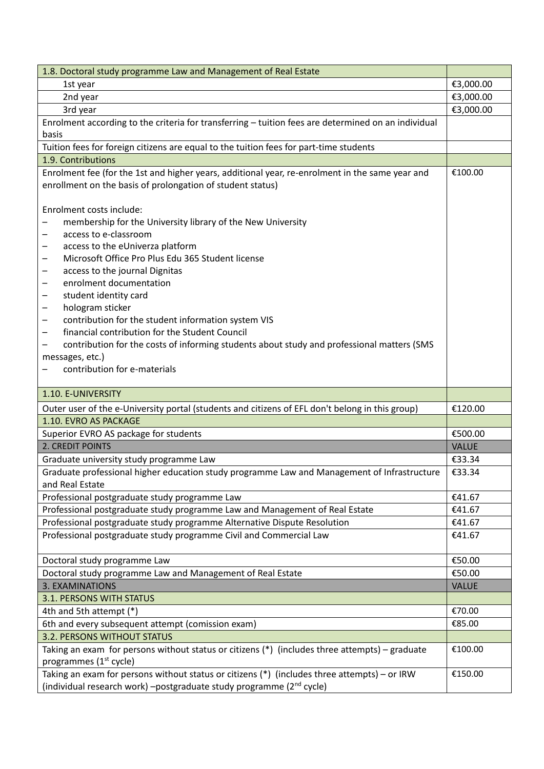| 1.8. Doctoral study programme Law and Management of Real Estate | |
|---|---|
| 1st year | €3,000.00 |
| 2nd year | €3,000.00 |
| 3rd year | €3,000.00 |
| Enrolment according to the criteria for transferring – tuition fees are determined on an individual basis | |
| Tuition fees for foreign citizens are equal to the tuition fees for part-time students | |
| 1.9. Contributions | |
| Enrolment fee (for the 1st and higher years, additional year, re-enrolment in the same year and enrollment on the basis of prolongation of student status)<br><br>Enrolment costs include:<br>– membership for the University library of the New University<br>– access to e-classroom<br>– access to the eUniverza platform<br>– Microsoft Office Pro Plus Edu 365 Student license<br>– access to the journal Dignitas<br>– enrolment documentation<br>– student identity card<br>– hologram sticker<br>– contribution for the student information system VIS<br>– financial contribution for the Student Council<br>– contribution for the costs of informing students about study and professional matters (SMS messages, etc.)<br>– contribution for e-materials | €100.00 |
| 1.10. E-UNIVERSITY | |
| Outer user of the e-University portal (students and citizens of EFL don't belong in this group) | €120.00 |
| 1.10. EVRO AS PACKAGE | |
| Superior EVRO AS package for students | €500.00 |
| **2. CREDIT POINTS** | **VALUE** |
| Graduate university study programme Law | €33.34 |
| Graduate professional higher education study programme Law and Management of Infrastructure and Real Estate | €33.34 |
| Professional postgraduate study programme Law | €41.67 |
| Professional postgraduate study programme Law and Management of Real Estate | €41.67 |
| Professional postgraduate study programme Alternative Dispute Resolution | €41.67 |
| Professional postgraduate study programme Civil and Commercial Law | €41.67 |
| Doctoral study programme Law | €50.00 |
| Doctoral study programme Law and Management of Real Estate | €50.00 |
| **3. EXAMINATIONS** | **VALUE** |
| 3.1. PERSONS WITH STATUS | |
| 4th and 5th attempt (*) | €70.00 |
| 6th and every subsequent attempt (comission exam) | €85.00 |
| 3.2. PERSONS WITHOUT STATUS | |
| Taking an exam for persons without status or citizens (*) (includes three attempts) – graduate programmes (1st cycle) | €100.00 |
| Taking an exam for persons without status or citizens (*) (includes three attempts) – or IRW (individual research work) –postgraduate study programme (2nd cycle) | €150.00 |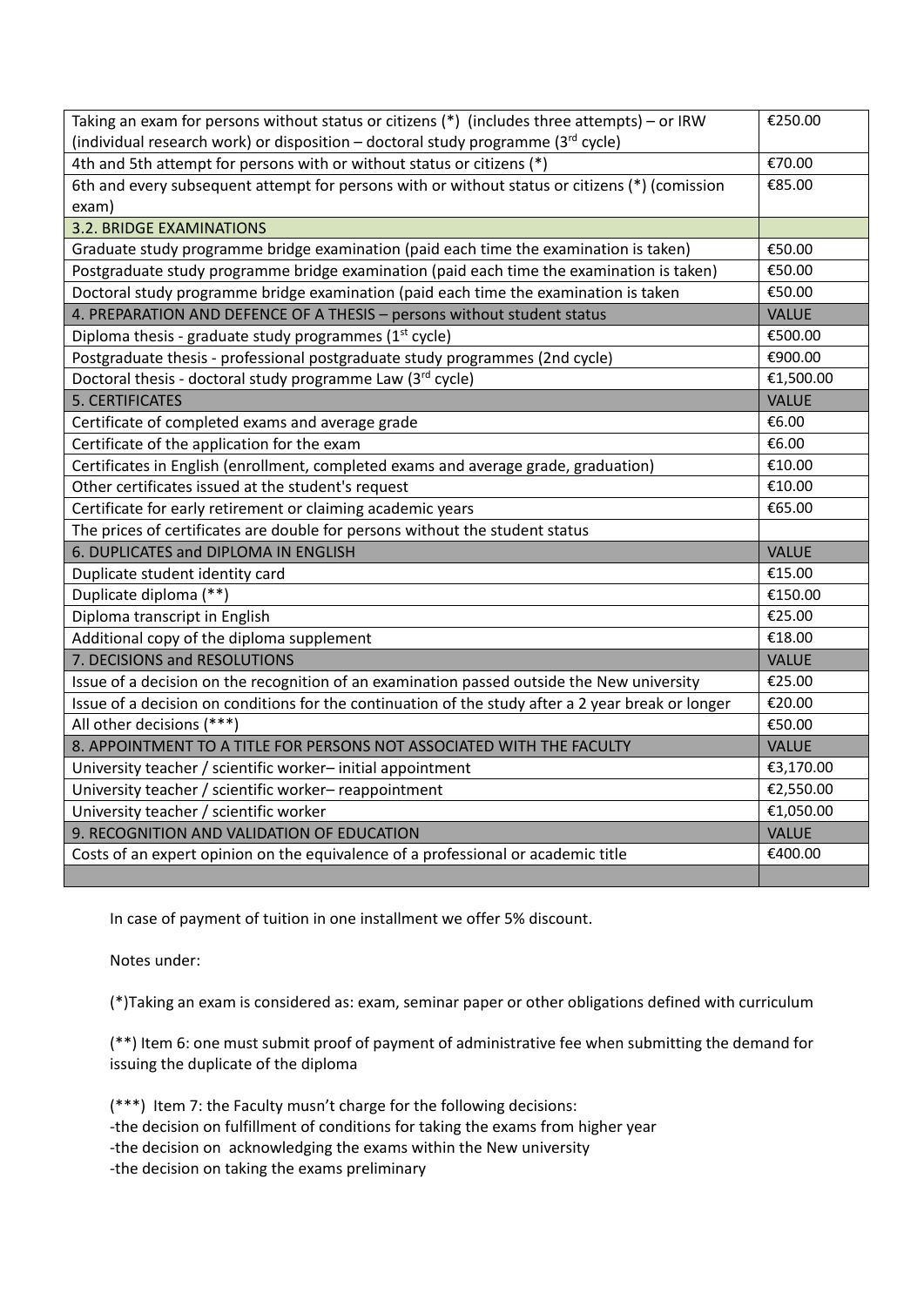| | |
|---|---|
| Taking an exam for persons without status or citizens (*) (includes three attempts) – or IRW (individual research work) or disposition – doctoral study programme (3rd cycle) | €250.00 |
| 4th and 5th attempt for persons with or without status or citizens (*) | €70.00 |
| 6th and every subsequent attempt for persons with or without status or citizens (*) (comission exam) | €85.00 |
| 3.2. BRIDGE EXAMINATIONS | |
| Graduate study programme bridge examination (paid each time the examination is taken) | €50.00 |
| Postgraduate study programme bridge examination (paid each time the examination is taken) | €50.00 |
| Doctoral study programme bridge examination (paid each time the examination is taken | €50.00 |
| 4. PREPARATION AND DEFENCE OF A THESIS – persons without student status | VALUE |
| Diploma thesis - graduate study programmes (1st cycle) | €500.00 |
| Postgraduate thesis - professional postgraduate study programmes (2nd cycle) | €900.00 |
| Doctoral thesis - doctoral study programme Law (3rd cycle) | €1,500.00 |
| 5. CERTIFICATES | VALUE |
| Certificate of completed exams and average grade | €6.00 |
| Certificate of the application for the exam | €6.00 |
| Certificates in English (enrollment, completed exams and average grade, graduation) | €10.00 |
| Other certificates issued at the student's request | €10.00 |
| Certificate for early retirement or claiming academic years | €65.00 |
| The prices of certificates are double for persons without the student status | |
| 6. DUPLICATES and DIPLOMA IN ENGLISH | VALUE |
| Duplicate student identity card | €15.00 |
| Duplicate diploma (**) | €150.00 |
| Diploma transcript in English | €25.00 |
| Additional copy of the diploma supplement | €18.00 |
| 7. DECISIONS and RESOLUTIONS | VALUE |
| Issue of a decision on the recognition of an examination passed outside the New university | €25.00 |
| Issue of a decision on conditions for the continuation of the study after a 2 year break or longer | €20.00 |
| All other decisions (***) | €50.00 |
| 8. APPOINTMENT TO A TITLE FOR PERSONS NOT ASSOCIATED WITH THE FACULTY | VALUE |
| University teacher / scientific worker– initial appointment | €3,170.00 |
| University teacher / scientific worker– reappointment | €2,550.00 |
| University teacher / scientific worker | €1,050.00 |
| 9. RECOGNITION AND VALIDATION OF EDUCATION | VALUE |
| Costs of an expert opinion on the equivalence of a professional or academic title | €400.00 |
| | |

In case of payment of tuition in one installment we offer 5% discount.

Notes under:

(*)Taking an exam is considered as: exam, seminar paper or other obligations defined with curriculum

(**) Item 6: one must submit proof of payment of administrative fee when submitting the demand for issuing the duplicate of the diploma

(***) Item 7: the Faculty musn't charge for the following decisions:
-the decision on fulfillment of conditions for taking the exams from higher year
-the decision on acknowledging the exams within the New university
-the decision on taking the exams preliminary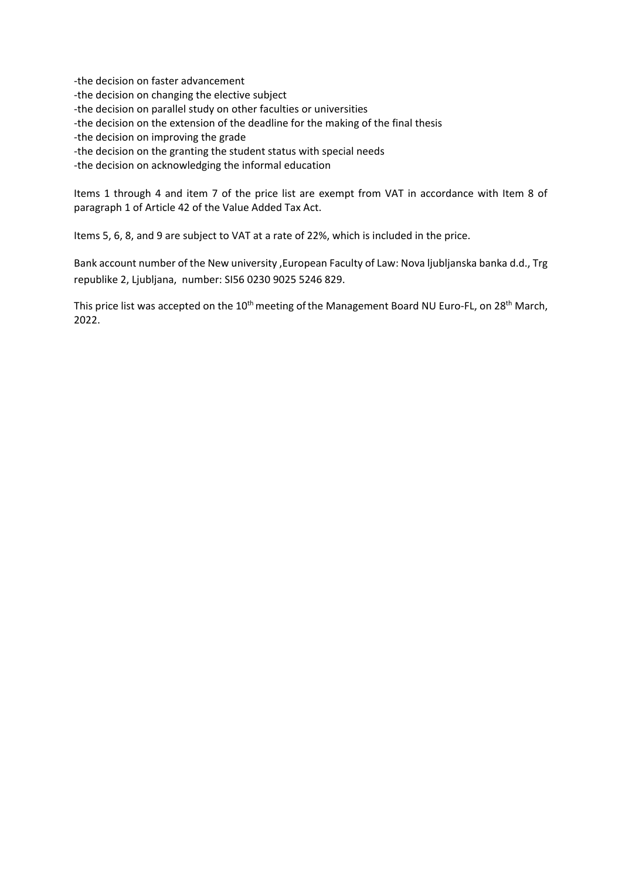-the decision on faster advancement
-the decision on changing the elective subject
-the decision on parallel study on other faculties or universities
-the decision on the extension of the deadline for the making of the final thesis
-the decision on improving the grade
-the decision on the granting the student status with special needs
-the decision on acknowledging the informal education

Items 1 through 4 and item 7 of the price list are exempt from VAT in accordance with Item 8 of paragraph 1 of Article 42 of the Value Added Tax Act.

Items 5, 6, 8, and 9 are subject to VAT at a rate of 22%, which is included in the price.

Bank account number of the New university ,European Faculty of Law: Nova ljubljanska banka d.d., Trg republike 2, Ljubljana, number: SI56 0230 9025 5246 829.

This price list was accepted on the 10th meeting of the Management Board NU Euro-FL, on 28th March, 2022.